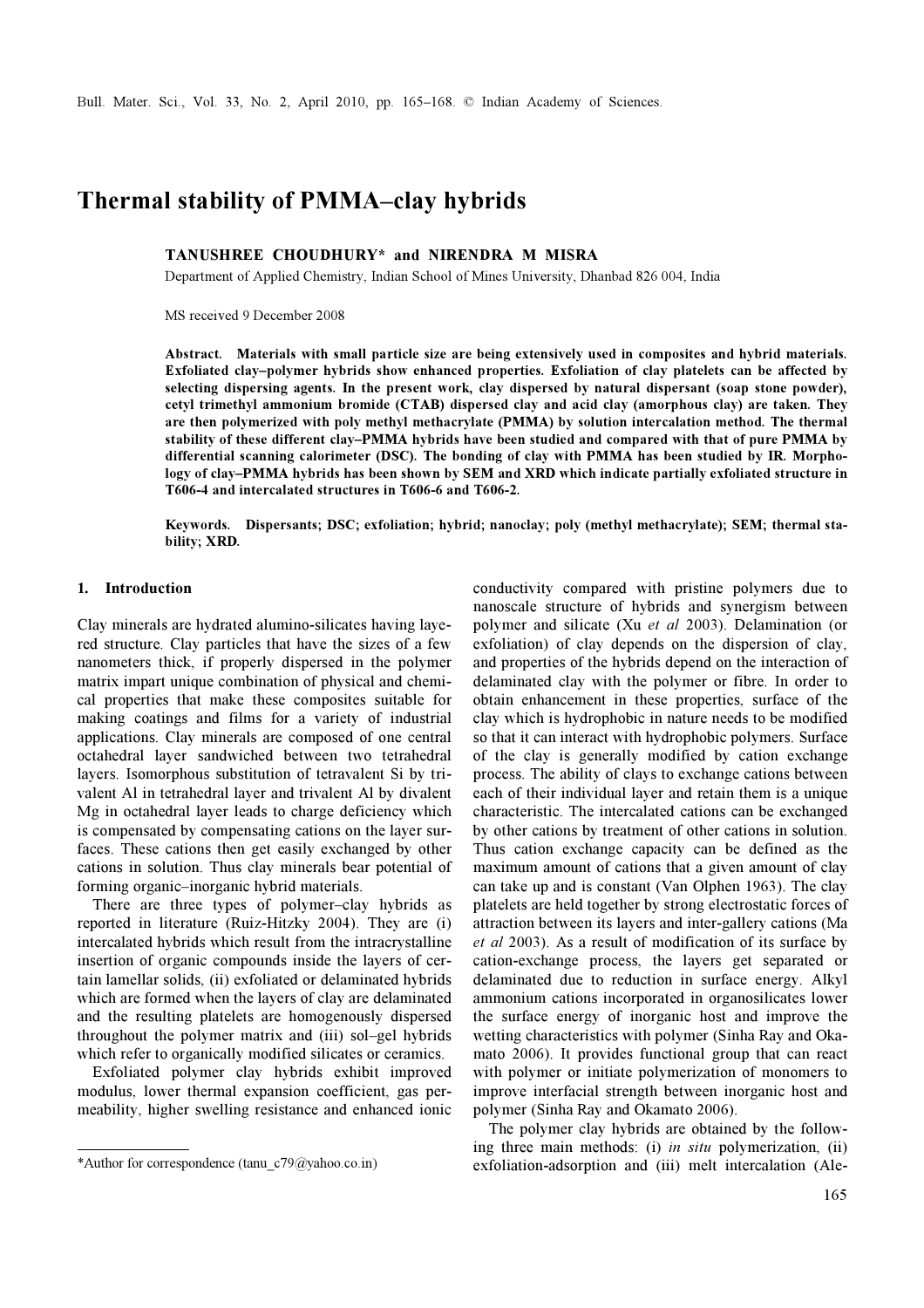# Thermal stability of PMMA–clay hybrids

**TANUSHREE CHOUDHURY*** **and NIRENDRA M MISRA**

Department of Applied Chemistry, Indian School of Mines University, Dhanbad 826 004, India

MS received 9 December 2008

**Abstract.** **Materials with small particle size are being extensively used in composites and hybrid materials. Exfoliated clay–polymer hybrids show enhanced properties. Exfoliation of clay platelets can be affected by selecting dispersing agents. In the present work, clay dispersed by natural dispersant (soap stone powder), cetyl trimethyl ammonium bromide (CTAB) dispersed clay and acid clay (amorphous clay) are taken. They are then polymerized with poly methyl methacrylate (PMMA) by solution intercalation method. The thermal stability of these different clay–PMMA hybrids have been studied and compared with that of pure PMMA by differential scanning calorimeter (DSC). The bonding of clay with PMMA has been studied by IR. Morphology of clay–PMMA hybrids has been shown by SEM and XRD which indicate partially exfoliated structure in T606-4 and intercalated structures in T606-6 and T606-2.**

**Keywords.** **Dispersants; DSC; exfoliation; hybrid; nanoclay; poly (methyl methacrylate); SEM; thermal stability; XRD.**

## 1. Introduction

Clay minerals are hydrated alumino-silicates having layered structure. Clay particles that have the sizes of a few nanometers thick, if properly dispersed in the polymer matrix impart unique combination of physical and chemical properties that make these composites suitable for making coatings and films for a variety of industrial applications. Clay minerals are composed of one central octahedral layer sandwiched between two tetrahedral layers. Isomorphous substitution of tetravalent Si by trivalent Al in tetrahedral layer and trivalent Al by divalent Mg in octahedral layer leads to charge deficiency which is compensated by compensating cations on the layer surfaces. These cations then get easily exchanged by other cations in solution. Thus clay minerals bear potential of forming organic–inorganic hybrid materials.

There are three types of polymer–clay hybrids as reported in literature (Ruiz-Hitzky 2004). They are (i) intercalated hybrids which result from the intracrystalline insertion of organic compounds inside the layers of certain lamellar solids, (ii) exfoliated or delaminated hybrids which are formed when the layers of clay are delaminated and the resulting platelets are homogenously dispersed throughout the polymer matrix and (iii) sol–gel hybrids which refer to organically modified silicates or ceramics.

Exfoliated polymer clay hybrids exhibit improved modulus, lower thermal expansion coefficient, gas permeability, higher swelling resistance and enhanced ionic conductivity compared with pristine polymers due to nanoscale structure of hybrids and synergism between polymer and silicate (Xu *et al* 2003). Delamination (or exfoliation) of clay depends on the dispersion of clay, and properties of the hybrids depend on the interaction of delaminated clay with the polymer or fibre. In order to obtain enhancement in these properties, surface of the clay which is hydrophobic in nature needs to be modified so that it can interact with hydrophobic polymers. Surface of the clay is generally modified by cation exchange process. The ability of clays to exchange cations between each of their individual layer and retain them is a unique characteristic. The intercalated cations can be exchanged by other cations by treatment of other cations in solution. Thus cation exchange capacity can be defined as the maximum amount of cations that a given amount of clay can take up and is constant (Van Olphen 1963). The clay platelets are held together by strong electrostatic forces of attraction between its layers and inter-gallery cations (Ma *et al* 2003). As a result of modification of its surface by cation-exchange process, the layers get separated or delaminated due to reduction in surface energy. Alkyl ammonium cations incorporated in organosilicates lower the surface energy of inorganic host and improve the wetting characteristics with polymer (Sinha Ray and Okamato 2006). It provides functional group that can react with polymer or initiate polymerization of monomers to improve interfacial strength between inorganic host and polymer (Sinha Ray and Okamato 2006).

The polymer clay hybrids are obtained by the following three main methods: (i) *in situ* polymerization, (ii) exfoliation-adsorption and (iii) melt intercalation (Ale-

*Author for correspondence (tanu_c79@yahoo.co.in)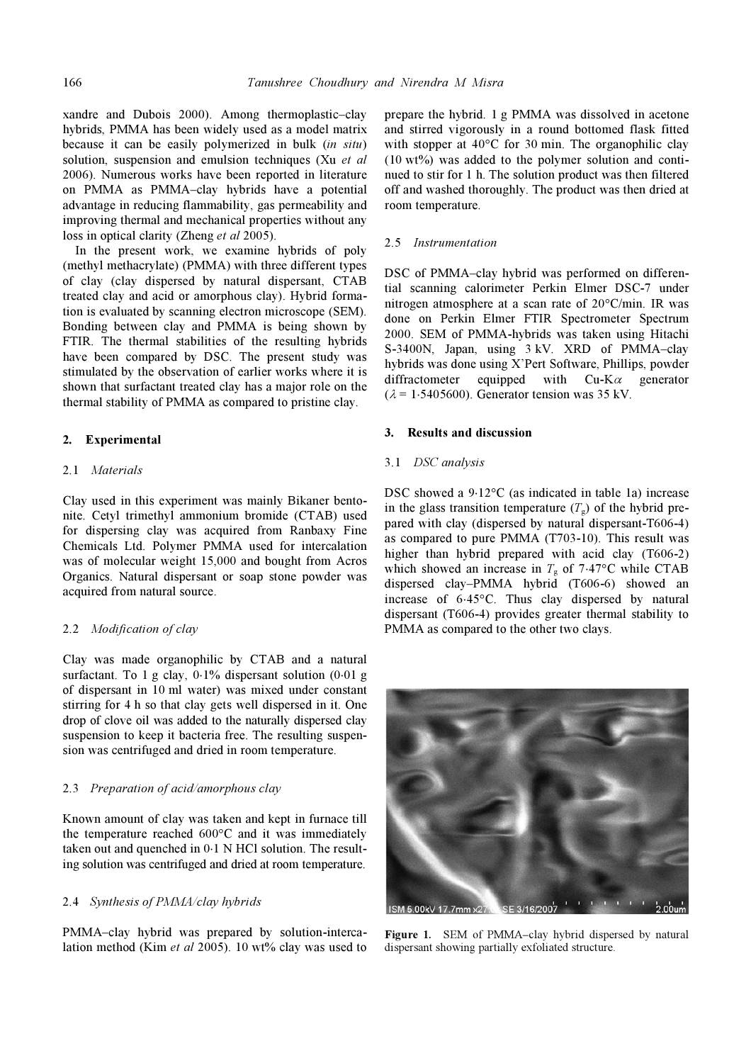xandre and Dubois 2000). Among thermoplastic–clay hybrids, PMMA has been widely used as a model matrix because it can be easily polymerized in bulk (*in situ*) solution, suspension and emulsion techniques (Xu *et al* 2006). Numerous works have been reported in literature on PMMA as PMMA–clay hybrids have a potential advantage in reducing flammability, gas permeability and improving thermal and mechanical properties without any loss in optical clarity (Zheng *et al* 2005).

In the present work, we examine hybrids of poly (methyl methacrylate) (PMMA) with three different types of clay (clay dispersed by natural dispersant, CTAB treated clay and acid or amorphous clay). Hybrid formation is evaluated by scanning electron microscope (SEM). Bonding between clay and PMMA is being shown by FTIR. The thermal stabilities of the resulting hybrids have been compared by DSC. The present study was stimulated by the observation of earlier works where it is shown that surfactant treated clay has a major role on the thermal stability of PMMA as compared to pristine clay.

## 2. Experimental

### 2.1 *Materials*

Clay used in this experiment was mainly Bikaner bentonite. Cetyl trimethyl ammonium bromide (CTAB) used for dispersing clay was acquired from Ranbaxy Fine Chemicals Ltd. Polymer PMMA used for intercalation was of molecular weight 15,000 and bought from Acros Organics. Natural dispersant or soap stone powder was acquired from natural source.

### 2.2 *Modification of clay*

Clay was made organophilic by CTAB and a natural surfactant. To 1 g clay, 0·1% dispersant solution (0·01 g of dispersant in 10 ml water) was mixed under constant stirring for 4 h so that clay gets well dispersed in it. One drop of clove oil was added to the naturally dispersed clay suspension to keep it bacteria free. The resulting suspension was centrifuged and dried in room temperature.

### 2.3 *Preparation of acid/amorphous clay*

Known amount of clay was taken and kept in furnace till the temperature reached 600°C and it was immediately taken out and quenched in 0·1 N HCl solution. The resulting solution was centrifuged and dried at room temperature.

### 2.4 *Synthesis of PMMA/clay hybrids*

PMMA–clay hybrid was prepared by solution-intercalation method (Kim *et al* 2005). 10 wt% clay was used to prepare the hybrid. 1 g PMMA was dissolved in acetone and stirred vigorously in a round bottomed flask fitted with stopper at 40°C for 30 min. The organophilic clay (10 wt%) was added to the polymer solution and continued to stir for 1 h. The solution product was then filtered off and washed thoroughly. The product was then dried at room temperature.

### 2.5 *Instrumentation*

DSC of PMMA–clay hybrid was performed on differential scanning calorimeter Perkin Elmer DSC-7 under nitrogen atmosphere at a scan rate of 20°C/min. IR was done on Perkin Elmer FTIR Spectrometer Spectrum 2000. SEM of PMMA-hybrids was taken using Hitachi S-3400N, Japan, using 3 kV. XRD of PMMA–clay hybrids was done using X'Pert Software, Phillips, powder diffractometer equipped with Cu-K$\alpha$ generator ($\lambda$ = 1·5405600). Generator tension was 35 kV.

## 3. Results and discussion

### 3.1 *DSC analysis*

DSC showed a 9·12°C (as indicated in table 1a) increase in the glass transition temperature ($T_g$) of the hybrid prepared with clay (dispersed by natural dispersant-T606-4) as compared to pure PMMA (T703-10). This result was higher than hybrid prepared with acid clay (T606-2) which showed an increase in $T_g$ of 7·47°C while CTAB dispersed clay–PMMA hybrid (T606-6) showed an increase of 6·45°C. Thus clay dispersed by natural dispersant (T606-4) provides greater thermal stability to PMMA as compared to the other two clays.

**Figure 1.** SEM of PMMA–clay hybrid dispersed by natural dispersant showing partially exfoliated structure.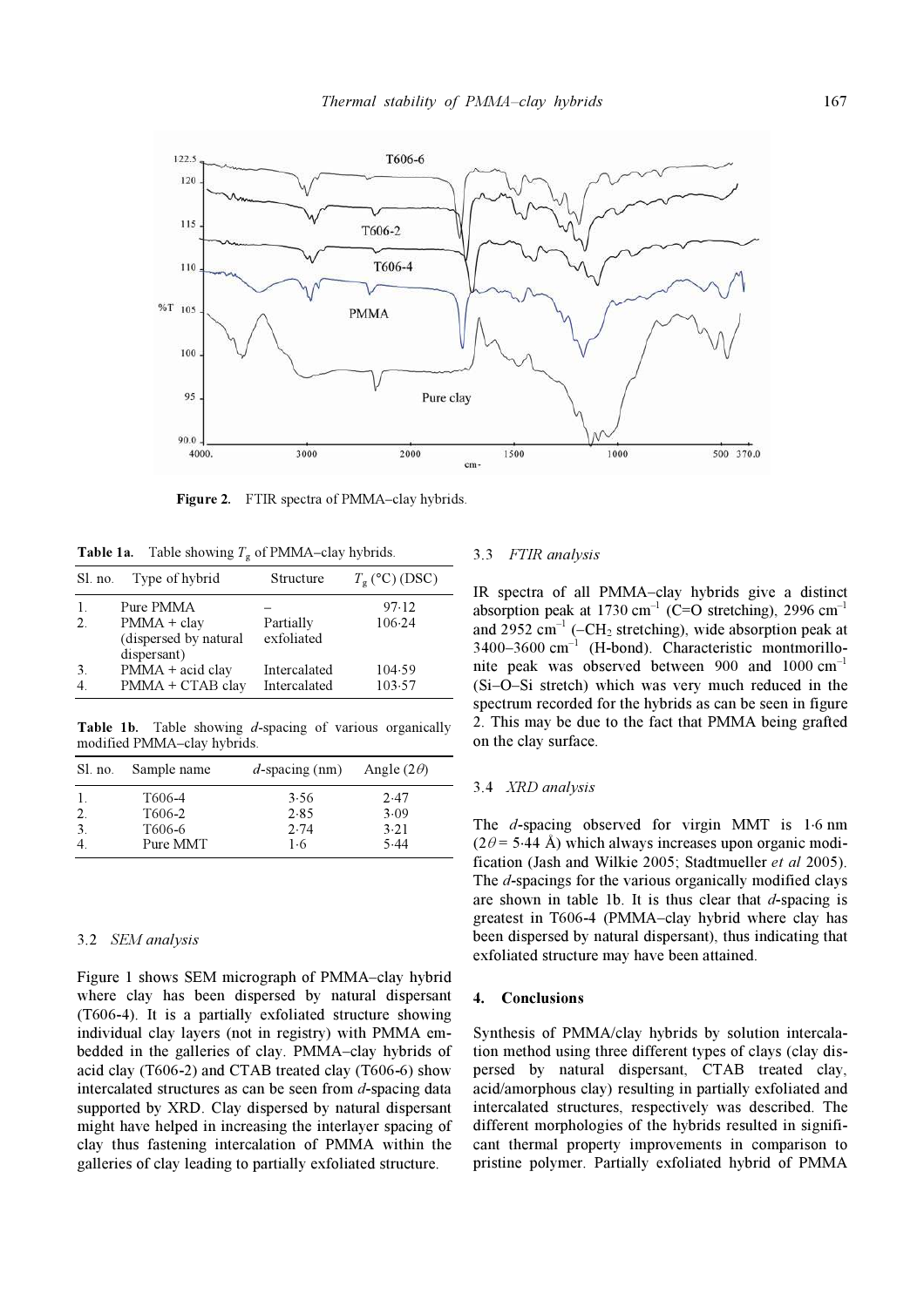Figure 2. FTIR spectra of PMMA–clay hybrids.

**Table 1a.** Table showing $T_g$ of PMMA–clay hybrids.

| Sl. no. | Type of hybrid | Structure | $T_g$ (°C) (DSC) |
|---|---|---|---|
| 1. | Pure PMMA | – | 97·12 |
| 2. | PMMA + clay (dispersed by natural dispersant) | Partially exfoliated | 106·24 |
| 3. | PMMA + acid clay | Intercalated | 104·59 |
| 4. | PMMA + CTAB clay | Intercalated | 103·57 |

**Table 1b.** Table showing $d$-spacing of various organically modified PMMA–clay hybrids.

| Sl. no. | Sample name | $d$-spacing (nm) | Angle ($2\theta$) |
|---|---|---|---|
| 1. | T606-4 | 3·56 | 2·47 |
| 2. | T606-2 | 2·85 | 3·09 |
| 3. | T606-6 | 2·74 | 3·21 |
| 4. | Pure MMT | 1·6 | 5·44 |

### 3.2 *SEM analysis*

Figure 1 shows SEM micrograph of PMMA–clay hybrid where clay has been dispersed by natural dispersant (T606-4). It is a partially exfoliated structure showing individual clay layers (not in registry) with PMMA embedded in the galleries of clay. PMMA–clay hybrids of acid clay (T606-2) and CTAB treated clay (T606-6) show intercalated structures as can be seen from $d$-spacing data supported by XRD. Clay dispersed by natural dispersant might have helped in increasing the interlayer spacing of clay thus fastening intercalation of PMMA within the galleries of clay leading to partially exfoliated structure.

### 3.3 *FTIR analysis*

IR spectra of all PMMA–clay hybrids give a distinct absorption peak at 1730 cm$^{-1}$ (C=O stretching), 2996 cm$^{-1}$ and 2952 cm$^{-1}$ (–$CH_2$ stretching), wide absorption peak at 3400–3600 cm$^{-1}$ (H-bond). Characteristic montmorillonite peak was observed between 900 and 1000 cm$^{-1}$ (Si–O–Si stretch) which was very much reduced in the spectrum recorded for the hybrids as can be seen in figure 2. This may be due to the fact that PMMA being grafted on the clay surface.

### 3.4 *XRD analysis*

The $d$-spacing observed for virgin MMT is 1·6 nm ($2\theta = 5{\cdot}44$ Å) which always increases upon organic modification (Jash and Wilkie 2005; Stadtmueller *et al* 2005). The $d$-spacings for the various organically modified clays are shown in table 1b. It is thus clear that $d$-spacing is greatest in T606-4 (PMMA–clay hybrid where clay has been dispersed by natural dispersant), thus indicating that exfoliated structure may have been attained.

## 4. Conclusions

Synthesis of PMMA/clay hybrids by solution intercalation method using three different types of clays (clay dispersed by natural dispersant, CTAB treated clay, acid/amorphous clay) resulting in partially exfoliated and intercalated structures, respectively was described. The different morphologies of the hybrids resulted in significant thermal property improvements in comparison to pristine polymer. Partially exfoliated hybrid of PMMA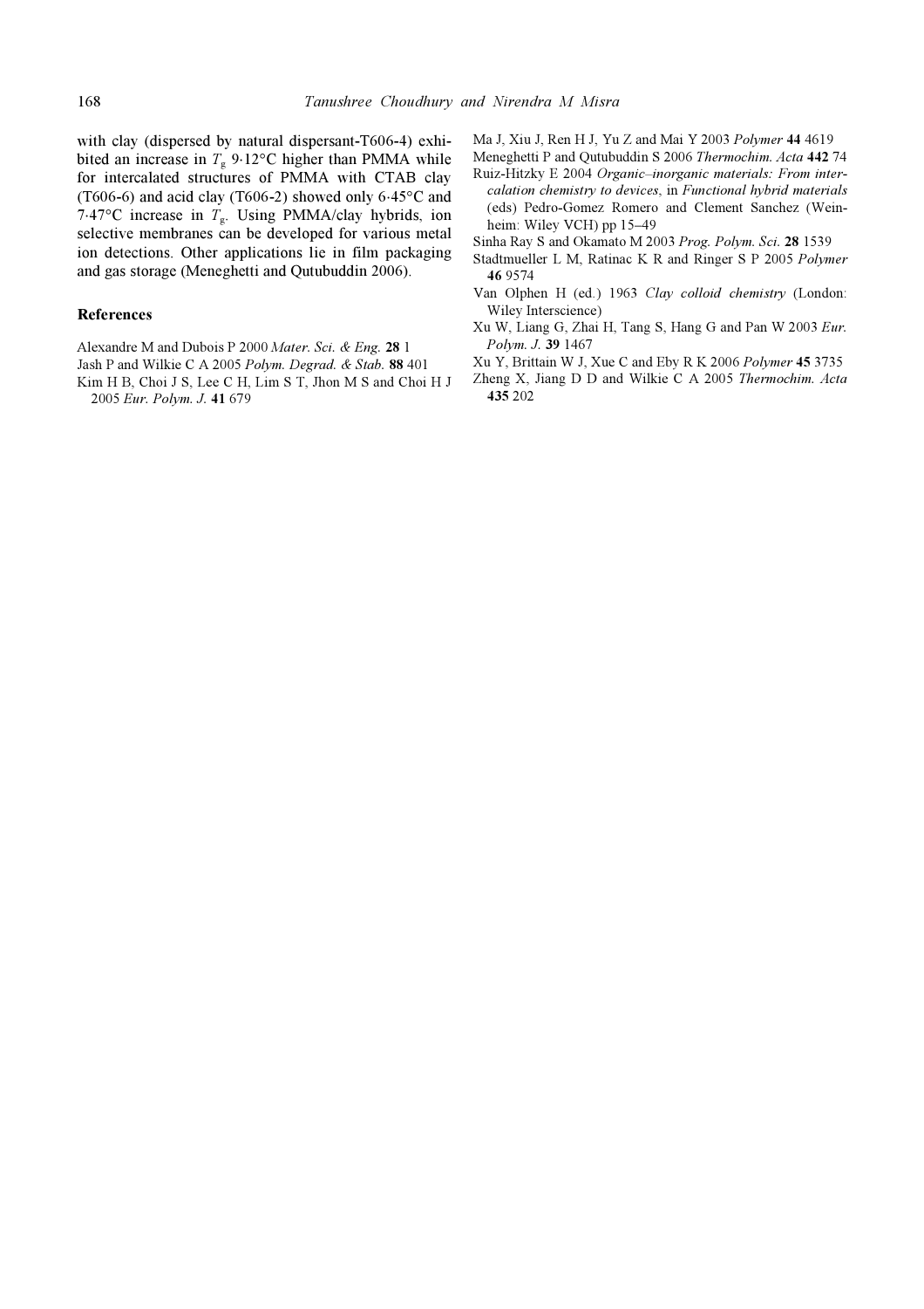with clay (dispersed by natural dispersant-T606-4) exhibited an increase in $T_g$ 9·12°C higher than PMMA while for intercalated structures of PMMA with CTAB clay (T606-6) and acid clay (T606-2) showed only 6·45°C and 7·47°C increase in $T_g$. Using PMMA/clay hybrids, ion selective membranes can be developed for various metal ion detections. Other applications lie in film packaging and gas storage (Meneghetti and Qutubuddin 2006).

## References

Alexandre M and Dubois P 2000 *Mater. Sci. & Eng.* **28** 1

Jash P and Wilkie C A 2005 *Polym. Degrad. & Stab.* **88** 401

Kim H B, Choi J S, Lee C H, Lim S T, Jhon M S and Choi H J 2005 *Eur. Polym. J.* **41** 679

Ma J, Xiu J, Ren H J, Yu Z and Mai Y 2003 *Polymer* **44** 4619

Meneghetti P and Qutubuddin S 2006 *Thermochim. Acta* **442** 74

Ruiz-Hitzky E 2004 *Organic–inorganic materials: From intercalation chemistry to devices*, in *Functional hybrid materials* (eds) Pedro-Gomez Romero and Clement Sanchez (Weinheim: Wiley VCH) pp 15–49

Sinha Ray S and Okamato M 2003 *Prog. Polym. Sci.* **28** 1539

Stadtmueller L M, Ratinac K R and Ringer S P 2005 *Polymer* **46** 9574

Van Olphen H (ed.) 1963 *Clay colloid chemistry* (London: Wiley Interscience)

Xu W, Liang G, Zhai H, Tang S, Hang G and Pan W 2003 *Eur. Polym. J.* **39** 1467

Xu Y, Brittain W J, Xue C and Eby R K 2006 *Polymer* **45** 3735

Zheng X, Jiang D D and Wilkie C A 2005 *Thermochim. Acta* **435** 202